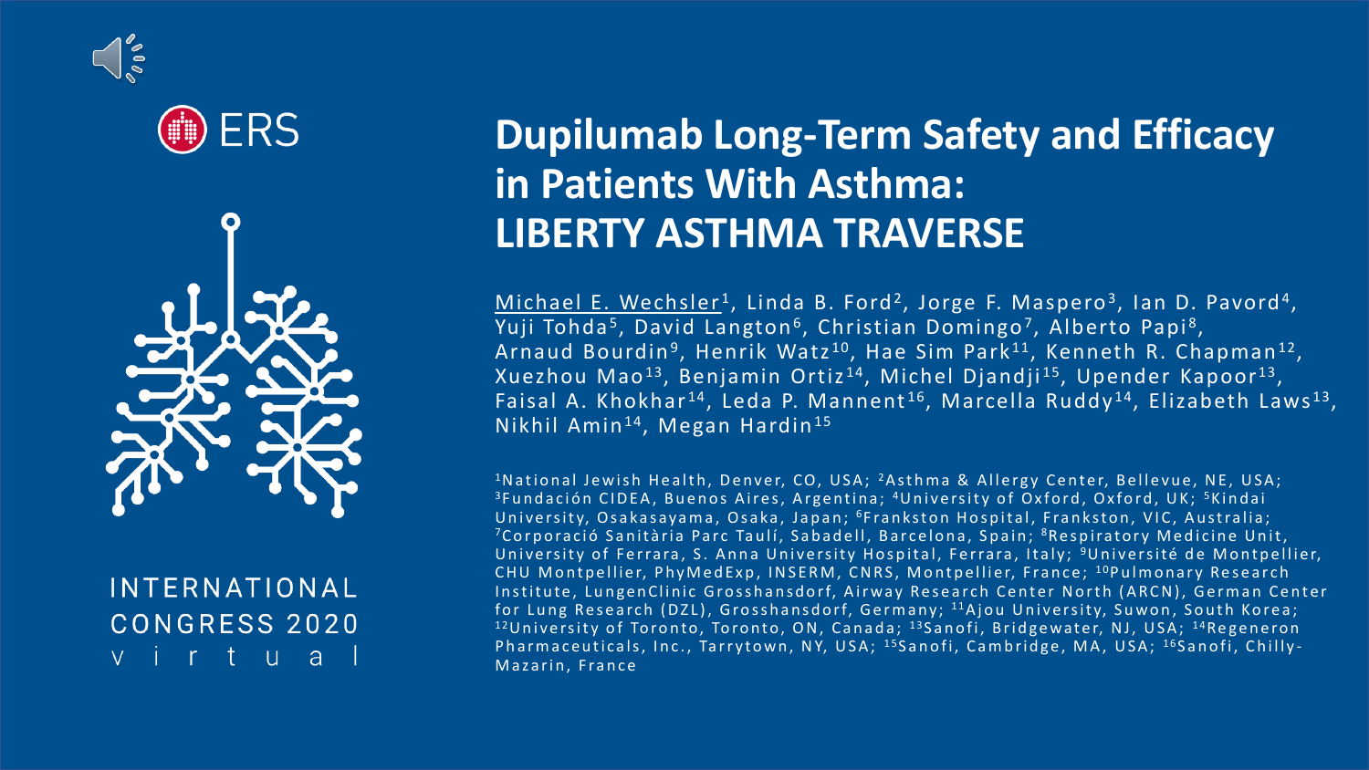ERS

INTERNATIONAL CONGRESS 2020 virtual

# Dupilumab Long-Term Safety and Efficacy in Patients With Asthma: LIBERTY ASTHMA TRAVERSE

Michael E. Wechsler[1], Linda B. Ford[2], Jorge F. Maspero[3], Ian D. Pavord[4], Yuji Tohda[5], David Langton[6], Christian Domingo[7], Alberto Papi[8], Arnaud Bourdin[9], Henrik Watz[10], Hae Sim Park[11], Kenneth R. Chapman[12], Xuezhou Mao[13], Benjamin Ortiz[14], Michel Djandji[15], Upender Kapoor[13], Faisal A. Khokhar[14], Leda P. Mannent[16], Marcella Ruddy[14], Elizabeth Laws[13], Nikhil Amin[14], Megan Hardin[15]

[1]National Jewish Health, Denver, CO, USA; [2]Asthma & Allergy Center, Bellevue, NE, USA; [3]Fundación CIDEA, Buenos Aires, Argentina; [4]University of Oxford, Oxford, UK; [5]Kindai University, Osakasayama, Osaka, Japan; [6]Frankston Hospital, Frankston, VIC, Australia; [7]Corporació Sanitària Parc Taulí, Sabadell, Barcelona, Spain; [8]Respiratory Medicine Unit, University of Ferrara, S. Anna University Hospital, Ferrara, Italy; [9]Université de Montpellier, CHU Montpellier, PhyMedExp, INSERM, CNRS, Montpellier, France; [10]Pulmonary Research Institute, LungenClinic Grosshansdorf, Airway Research Center North (ARCN), German Center for Lung Research (DZL), Grosshansdorf, Germany; [11]Ajou University, Suwon, South Korea; [12]University of Toronto, Toronto, ON, Canada; [13]Sanofi, Bridgewater, NJ, USA; [14]Regeneron Pharmaceuticals, Inc., Tarrytown, NY, USA; [15]Sanofi, Cambridge, MA, USA; [16]Sanofi, Chilly-Mazarin, France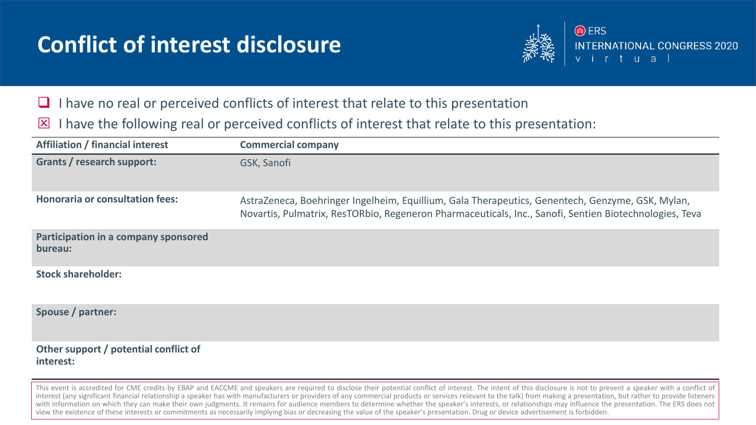# Conflict of interest disclosure

ERS INTERNATIONAL CONGRESS 2020 virtual

- ☐ I have no real or perceived conflicts of interest that relate to this presentation
- ☒ I have the following real or perceived conflicts of interest that relate to this presentation:

| Affiliation / financial interest | Commercial company |
|---|---|
| **Grants / research support:** | GSK, Sanofi |
| **Honoraria or consultation fees:** | AstraZeneca, Boehringer Ingelheim, Equillium, Gala Therapeutics, Genentech, Genzyme, GSK, Mylan, Novartis, Pulmatrix, ResTORbio, Regeneron Pharmaceuticals, Inc., Sanofi, Sentien Biotechnologies, Teva |
| **Participation in a company sponsored bureau:** | |
| **Stock shareholder:** | |
| **Spouse / partner:** | |
| **Other support / potential conflict of interest:** | |

This event is accredited for CME credits by EBAP and EACCME and speakers are required to disclose their potential conflict of interest. The intent of this disclosure is not to prevent a speaker with a conflict of interest (any significant financial relationship a speaker has with manufacturers or providers of any commercial products or services relevant to the talk) from making a presentation, but rather to provide listeners with information on which they can make their own judgments. It remains for audience members to determine whether the speaker's interests, or relationships may influence the presentation. The ERS does not view the existence of these interests or commitments as necessarily implying bias or decreasing the value of the speaker's presentation. Drug or device advertisement is forbidden.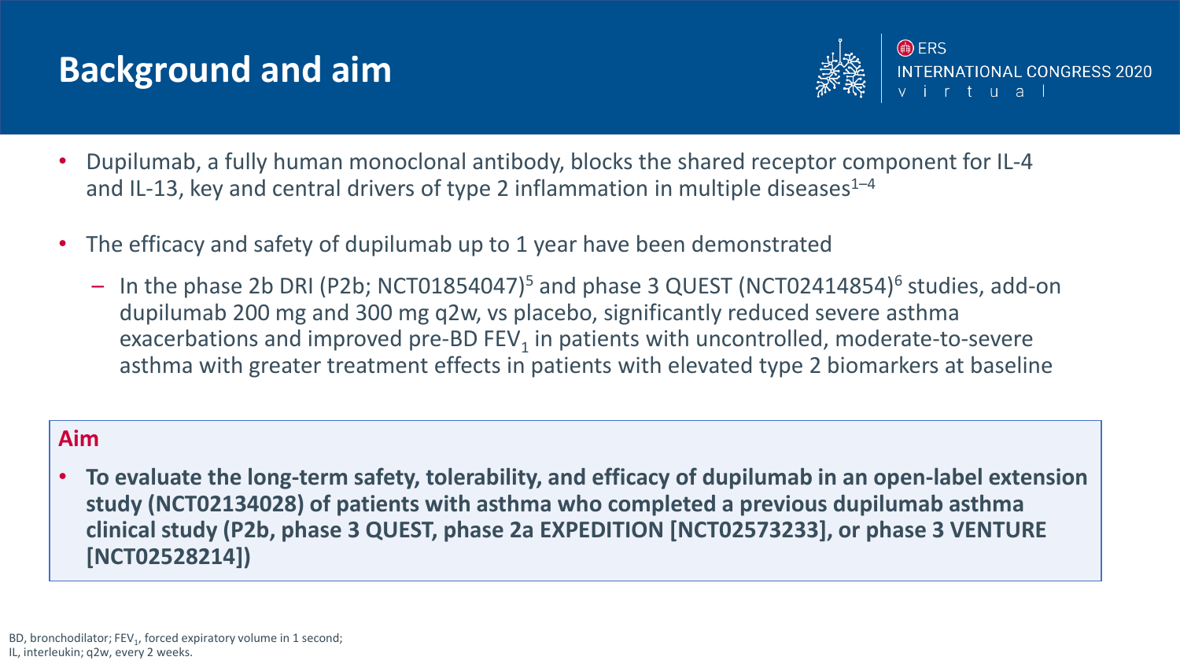# Background and aim

- Dupilumab, a fully human monoclonal antibody, blocks the shared receptor component for IL-4 and IL-13, key and central drivers of type 2 inflammation in multiple diseases[1–4]
- The efficacy and safety of dupilumab up to 1 year have been demonstrated
  - In the phase 2b DRI (P2b; NCT01854047)[5] and phase 3 QUEST (NCT02414854)[6] studies, add-on dupilumab 200 mg and 300 mg q2w, vs placebo, significantly reduced severe asthma exacerbations and improved pre-BD $FEV_1$ in patients with uncontrolled, moderate-to-severe asthma with greater treatment effects in patients with elevated type 2 biomarkers at baseline

## Aim

- **To evaluate the long-term safety, tolerability, and efficacy of dupilumab in an open-label extension study (NCT02134028) of patients with asthma who completed a previous dupilumab asthma clinical study (P2b, phase 3 QUEST, phase 2a EXPEDITION [NCT02573233], or phase 3 VENTURE [NCT02528214])**

BD, bronchodilator; $FEV_1$, forced expiratory volume in 1 second; IL, interleukin; q2w, every 2 weeks.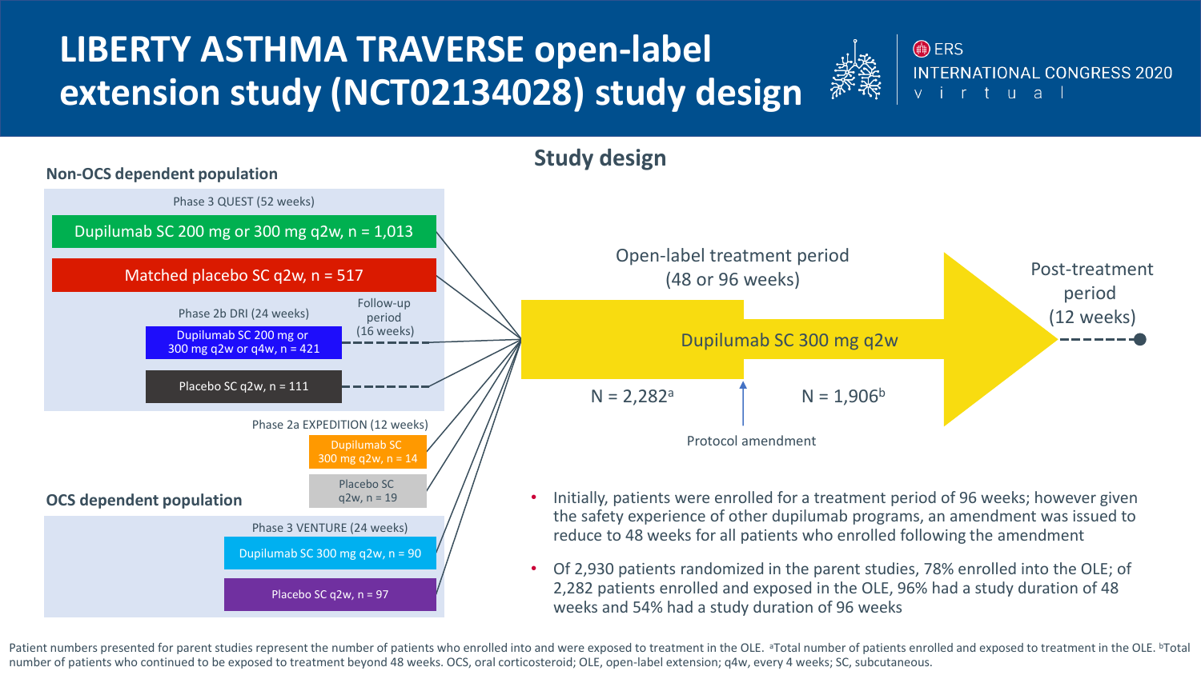# LIBERTY ASTHMA TRAVERSE open-label extension study (NCT02134028) study design

ERS INTERNATIONAL CONGRESS 2020 virtual

## Study design

### Non-OCS dependent population

Phase 3 QUEST (52 weeks)

- Dupilumab SC 200 mg or 300 mg q2w, n = 1,013
- Matched placebo SC q2w, n = 517

Phase 2b DRI (24 weeks) — Follow-up period (16 weeks)

- Dupilumab SC 200 mg or 300 mg q2w or q4w, n = 421
- Placebo SC q2w, n = 111

Phase 2a EXPEDITION (12 weeks)

- Dupilumab SC 300 mg q2w, n = 14
- Placebo SC q2w, n = 19

### OCS dependent population

Phase 3 VENTURE (24 weeks)

- Dupilumab SC 300 mg q2w, n = 90
- Placebo SC q2w, n = 97

Open-label treatment period (48 or 96 weeks): Dupilumab SC 300 mg q2w

N = 2,282[a] → Protocol amendment → N = 1,906[b]

Post-treatment period (12 weeks)

- Initially, patients were enrolled for a treatment period of 96 weeks; however given the safety experience of other dupilumab programs, an amendment was issued to reduce to 48 weeks for all patients who enrolled following the amendment
- Of 2,930 patients randomized in the parent studies, 78% enrolled into the OLE; of 2,282 patients enrolled and exposed in the OLE, 96% had a study duration of 48 weeks and 54% had a study duration of 96 weeks

Patient numbers presented for parent studies represent the number of patients who enrolled into and were exposed to treatment in the OLE. [a]Total number of patients enrolled and exposed to treatment in the OLE. [b]Total number of patients who continued to be exposed to treatment beyond 48 weeks. OCS, oral corticosteroid; OLE, open-label extension; q4w, every 4 weeks; SC, subcutaneous.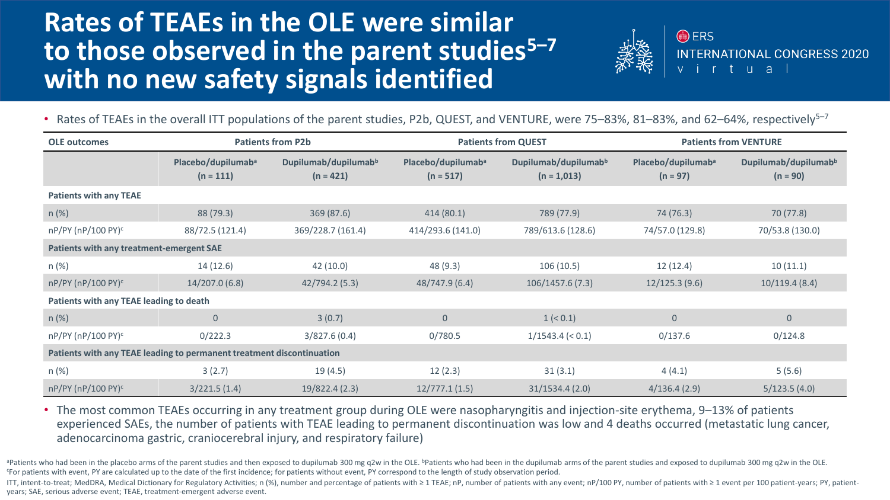# Rates of TEAEs in the OLE were similar to those observed in the parent studies[5–7] with no new safety signals identified

- Rates of TEAEs in the overall ITT populations of the parent studies, P2b, QUEST, and VENTURE, were 75–83%, 81–83%, and 62–64%, respectively[5–7]

| OLE outcomes | Patients from P2b | | Patients from QUEST | | Patients from VENTURE | |
|---|---|---|---|---|---|---|
| | Placebo/dupilumab[a] (n = 111) | Dupilumab/dupilumab[b] (n = 421) | Placebo/dupilumab[a] (n = 517) | Dupilumab/dupilumab[b] (n = 1,013) | Placebo/dupilumab[a] (n = 97) | Dupilumab/dupilumab[b] (n = 90) |
| **Patients with any TEAE** | | | | | | |
| n (%) | 88 (79.3) | 369 (87.6) | 414 (80.1) | 789 (77.9) | 74 (76.3) | 70 (77.8) |
| nP/PY (nP/100 PY)[c] | 88/72.5 (121.4) | 369/228.7 (161.4) | 414/293.6 (141.0) | 789/613.6 (128.6) | 74/57.0 (129.8) | 70/53.8 (130.0) |
| **Patients with any treatment-emergent SAE** | | | | | | |
| n (%) | 14 (12.6) | 42 (10.0) | 48 (9.3) | 106 (10.5) | 12 (12.4) | 10 (11.1) |
| nP/PY (nP/100 PY)[c] | 14/207.0 (6.8) | 42/794.2 (5.3) | 48/747.9 (6.4) | 106/1457.6 (7.3) | 12/125.3 (9.6) | 10/119.4 (8.4) |
| **Patients with any TEAE leading to death** | | | | | | |
| n (%) | 0 | 3 (0.7) | 0 | 1 (< 0.1) | 0 | 0 |
| nP/PY (nP/100 PY)[c] | 0/222.3 | 3/827.6 (0.4) | 0/780.5 | 1/1543.4 (< 0.1) | 0/137.6 | 0/124.8 |
| **Patients with any TEAE leading to permanent treatment discontinuation** | | | | | | |
| n (%) | 3 (2.7) | 19 (4.5) | 12 (2.3) | 31 (3.1) | 4 (4.1) | 5 (5.6) |
| nP/PY (nP/100 PY)[c] | 3/221.5 (1.4) | 19/822.4 (2.3) | 12/777.1 (1.5) | 31/1534.4 (2.0) | 4/136.4 (2.9) | 5/123.5 (4.0) |

- The most common TEAEs occurring in any treatment group during OLE were nasopharyngitis and injection-site erythema, 9–13% of patients experienced SAEs, the number of patients with TEAE leading to permanent discontinuation was low and 4 deaths occurred (metastatic lung cancer, adenocarcinoma gastric, craniocerebral injury, and respiratory failure)

[a]Patients who had been in the placebo arms of the parent studies and then exposed to dupilumab 300 mg q2w in the OLE. [b]Patients who had been in the dupilumab arms of the parent studies and exposed to dupilumab 300 mg q2w in the OLE. [c]For patients with event, PY are calculated up to the date of the first incidence; for patients without event, PY correspond to the length of study observation period.

ITT, intent-to-treat; MedDRA, Medical Dictionary for Regulatory Activities; n (%), number and percentage of patients with ≥ 1 TEAE; nP, number of patients with any event; nP/100 PY, number of patients with ≥ 1 event per 100 patient-years; PY, patient-years; SAE, serious adverse event; TEAE, treatment-emergent adverse event.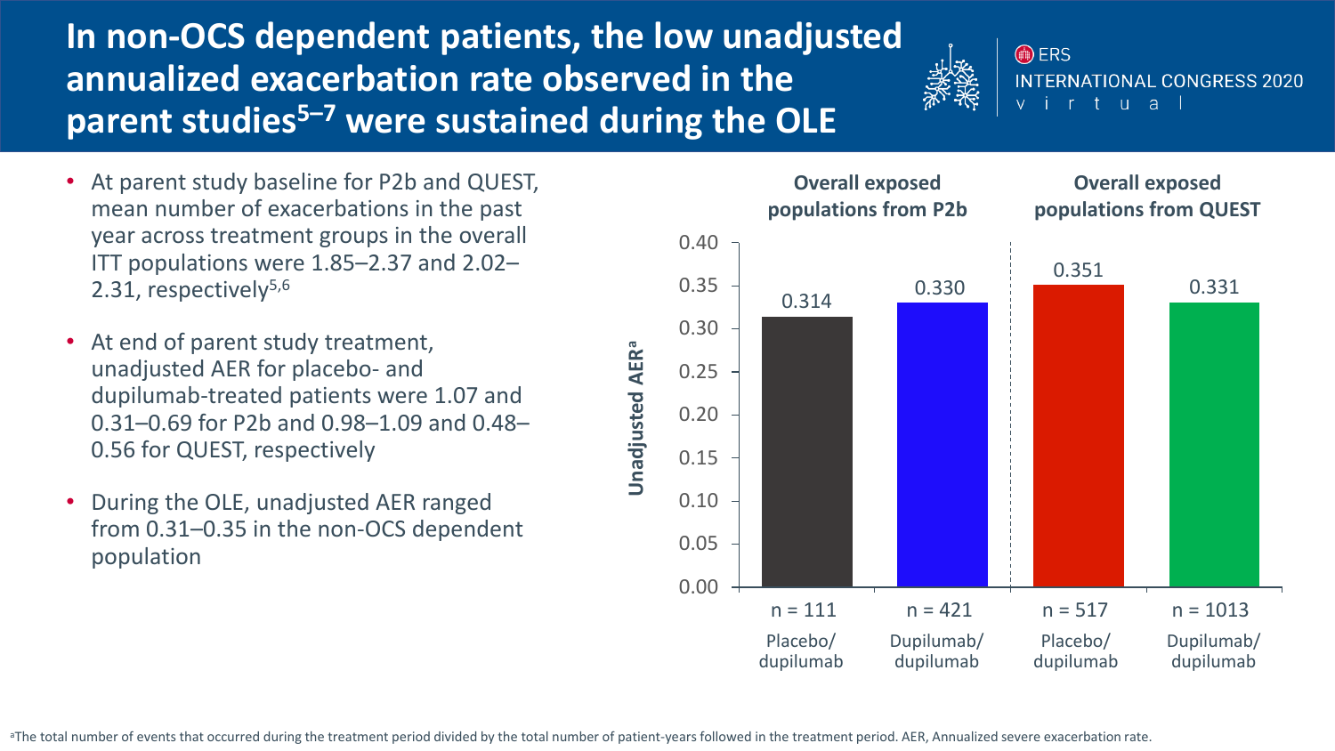# In non-OCS dependent patients, the low unadjusted annualized exacerbation rate observed in the parent studies[5–7] were sustained during the OLE

- At parent study baseline for P2b and QUEST, mean number of exacerbations in the past year across treatment groups in the overall ITT populations were 1.85–2.37 and 2.02–2.31, respectively[5,6]
- At end of parent study treatment, unadjusted AER for placebo- and dupilumab-treated patients were 1.07 and 0.31–0.69 for P2b and 0.98–1.09 and 0.48–0.56 for QUEST, respectively
- During the OLE, unadjusted AER ranged from 0.31–0.35 in the non-OCS dependent population

| | Overall exposed populations from P2b | | Overall exposed populations from QUEST | |
|---|---|---|---|---|
| | Placebo/dupilumab | Dupilumab/dupilumab | Placebo/dupilumab | Dupilumab/dupilumab |
| n | 111 | 421 | 517 | 1013 |
| Unadjusted AER[a] | 0.314 | 0.330 | 0.351 | 0.331 |

[a]The total number of events that occurred during the treatment period divided by the total number of patient-years followed in the treatment period. AER, Annualized severe exacerbation rate.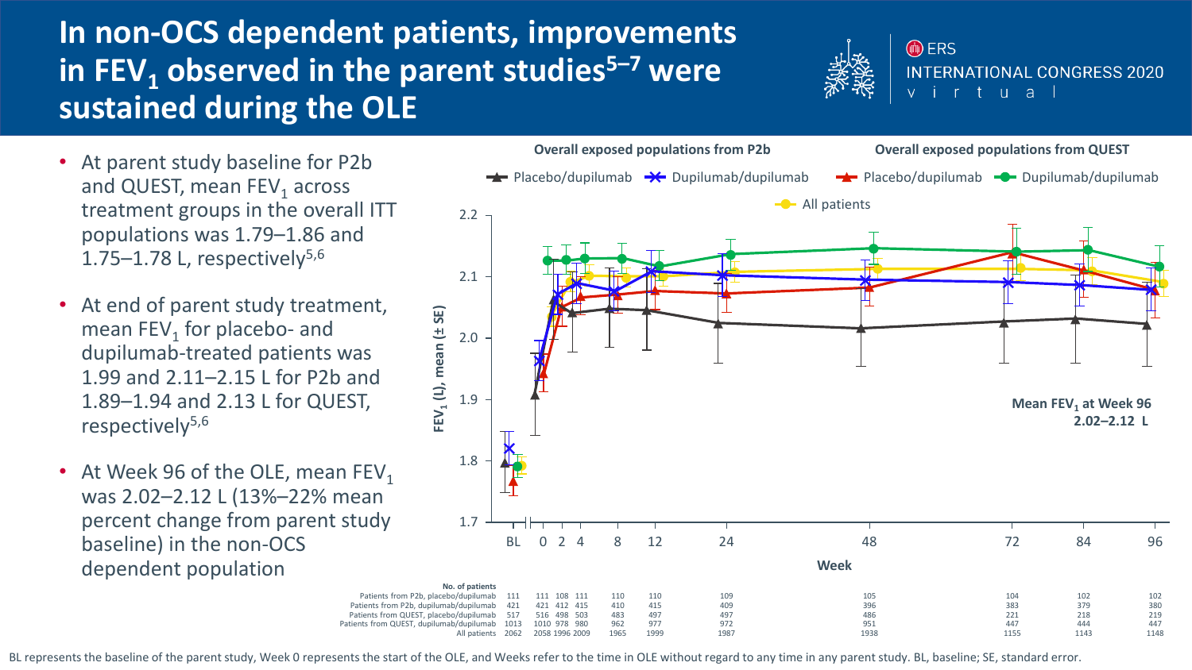# In non-OCS dependent patients, improvements in $FEV_1$ observed in the parent studies[5–7] were sustained during the OLE

- At parent study baseline for P2b and QUEST, mean $FEV_1$ across treatment groups in the overall ITT populations was 1.79–1.86 and 1.75–1.78 L, respectively[5,6]
- At end of parent study treatment, mean $FEV_1$ for placebo- and dupilumab-treated patients was 1.99 and 2.11–2.15 L for P2b and 1.89–1.94 and 2.13 L for QUEST, respectively[5,6]
- At Week 96 of the OLE, mean $FEV_1$ was 2.02–2.12 L (13%–22% mean percent change from parent study baseline) in the non-OCS dependent population

Overall exposed populations from P2b: Placebo/dupilumab; Dupilumab/dupilumab

Overall exposed populations from QUEST: Placebo/dupilumab; Dupilumab/dupilumab

All patients

$FEV_1$ (L), mean (± SE)

Mean $FEV_1$ at Week 96 2.02–2.12 L

Week

| No. of patients | BL | 0 | 2 | 4 | 8 | 12 | 24 | 48 | 72 | 84 | 96 |
|---|---|---|---|---|---|---|---|---|---|---|---|
| Patients from P2b, placebo/dupilumab | 111 | 111 | 108 | 111 | 110 | 110 | 109 | 105 | 104 | 102 | 102 |
| Patients from P2b, dupilumab/dupilumab | 421 | 421 | 412 | 415 | 410 | 415 | 409 | 396 | 383 | 379 | 380 |
| Patients from QUEST, placebo/dupilumab | 517 | 516 | 498 | 503 | 483 | 497 | 497 | 486 | 221 | 218 | 219 |
| Patients from QUEST, dupilumab/dupilumab | 1013 | 1010 | 978 | 980 | 962 | 977 | 972 | 951 | 447 | 444 | 447 |
| All patients | 2062 | 2058 | 1996 | 2009 | 1965 | 1999 | 1987 | 1938 | 1155 | 1143 | 1148 |

BL represents the baseline of the parent study, Week 0 represents the start of the OLE, and Weeks refer to the time in OLE without regard to any time in any parent study. BL, baseline; SE, standard error.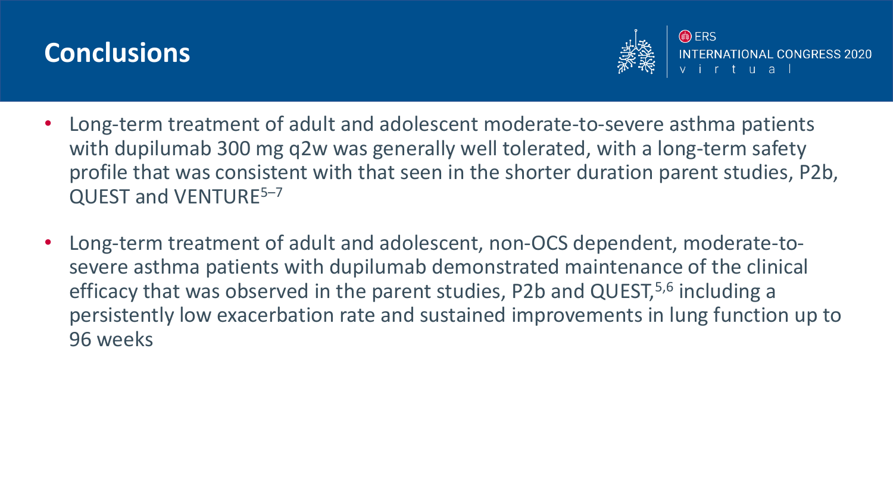# Conclusions

- Long-term treatment of adult and adolescent moderate-to-severe asthma patients with dupilumab 300 mg q2w was generally well tolerated, with a long-term safety profile that was consistent with that seen in the shorter duration parent studies, P2b, QUEST and VENTURE[5–7]
- Long-term treatment of adult and adolescent, non-OCS dependent, moderate-to-severe asthma patients with dupilumab demonstrated maintenance of the clinical efficacy that was observed in the parent studies, P2b and QUEST,[5,6] including a persistently low exacerbation rate and sustained improvements in lung function up to 96 weeks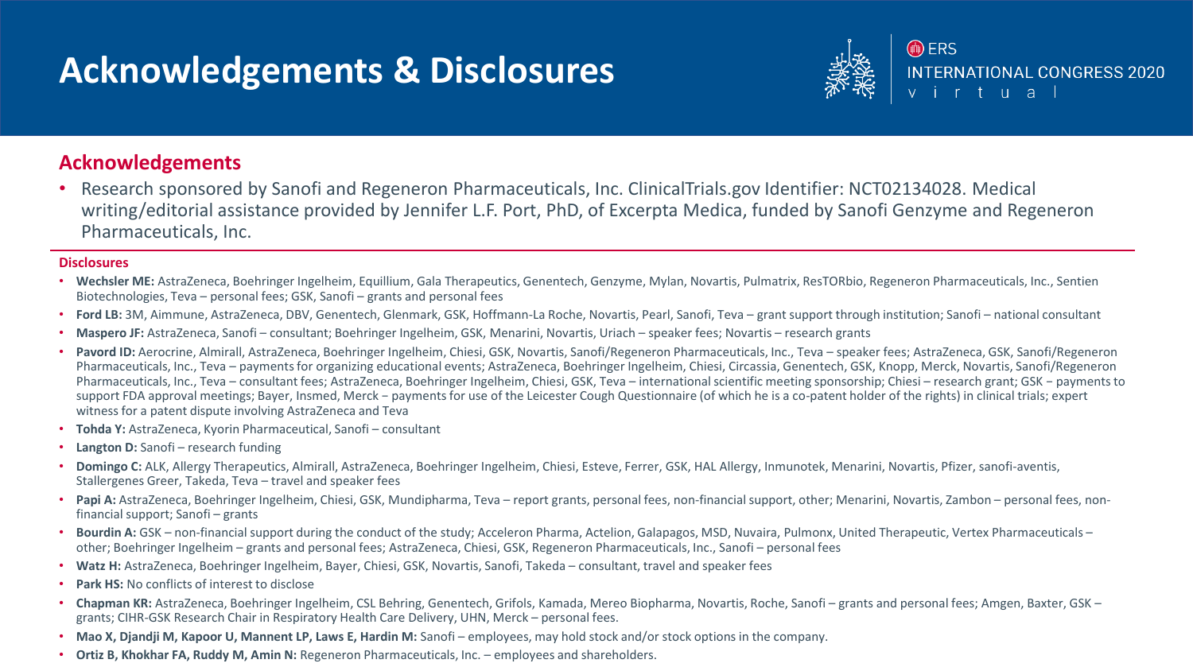# Acknowledgements & Disclosures

## Acknowledgements

- Research sponsored by Sanofi and Regeneron Pharmaceuticals, Inc. ClinicalTrials.gov Identifier: NCT02134028. Medical writing/editorial assistance provided by Jennifer L.F. Port, PhD, of Excerpta Medica, funded by Sanofi Genzyme and Regeneron Pharmaceuticals, Inc.

### Disclosures

- **Wechsler ME:** AstraZeneca, Boehringer Ingelheim, Equillium, Gala Therapeutics, Genentech, Genzyme, Mylan, Novartis, Pulmatrix, ResTORbio, Regeneron Pharmaceuticals, Inc., Sentien Biotechnologies, Teva – personal fees; GSK, Sanofi – grants and personal fees
- **Ford LB:** 3M, Aimmune, AstraZeneca, DBV, Genentech, Glenmark, GSK, Hoffmann-La Roche, Novartis, Pearl, Sanofi, Teva – grant support through institution; Sanofi – national consultant
- **Maspero JF:** AstraZeneca, Sanofi – consultant; Boehringer Ingelheim, GSK, Menarini, Novartis, Uriach – speaker fees; Novartis – research grants
- **Pavord ID:** Aerocrine, Almirall, AstraZeneca, Boehringer Ingelheim, Chiesi, GSK, Novartis, Sanofi/Regeneron Pharmaceuticals, Inc., Teva – speaker fees; AstraZeneca, GSK, Sanofi/Regeneron Pharmaceuticals, Inc., Teva – payments for organizing educational events; AstraZeneca, Boehringer Ingelheim, Chiesi, Circassia, Genentech, GSK, Knopp, Merck, Novartis, Sanofi/Regeneron Pharmaceuticals, Inc., Teva – consultant fees; AstraZeneca, Boehringer Ingelheim, Chiesi, GSK, Teva – international scientific meeting sponsorship; Chiesi – research grant; GSK – payments to support FDA approval meetings; Bayer, Insmed, Merck – payments for use of the Leicester Cough Questionnaire (of which he is a co-patent holder of the rights) in clinical trials; expert witness for a patent dispute involving AstraZeneca and Teva
- **Tohda Y:** AstraZeneca, Kyorin Pharmaceutical, Sanofi – consultant
- **Langton D:** Sanofi – research funding
- **Domingo C:** ALK, Allergy Therapeutics, Almirall, AstraZeneca, Boehringer Ingelheim, Chiesi, Esteve, Ferrer, GSK, HAL Allergy, Inmunotek, Menarini, Novartis, Pfizer, sanofi-aventis, Stallergenes Greer, Takeda, Teva – travel and speaker fees
- **Papi A:** AstraZeneca, Boehringer Ingelheim, Chiesi, GSK, Mundipharma, Teva – report grants, personal fees, non-financial support, other; Menarini, Novartis, Zambon – personal fees, non-financial support; Sanofi – grants
- **Bourdin A:** GSK – non-financial support during the conduct of the study; Acceleron Pharma, Actelion, Galapagos, MSD, Nuvaira, Pulmonx, United Therapeutic, Vertex Pharmaceuticals – other; Boehringer Ingelheim – grants and personal fees; AstraZeneca, Chiesi, GSK, Regeneron Pharmaceuticals, Inc., Sanofi – personal fees
- **Watz H:** AstraZeneca, Boehringer Ingelheim, Bayer, Chiesi, GSK, Novartis, Sanofi, Takeda – consultant, travel and speaker fees
- **Park HS:** No conflicts of interest to disclose
- **Chapman KR:** AstraZeneca, Boehringer Ingelheim, CSL Behring, Genentech, Grifols, Kamada, Mereo Biopharma, Novartis, Roche, Sanofi – grants and personal fees; Amgen, Baxter, GSK – grants; CIHR-GSK Research Chair in Respiratory Health Care Delivery, UHN, Merck – personal fees.
- **Mao X, Djandji M, Kapoor U, Mannent LP, Laws E, Hardin M:** Sanofi – employees, may hold stock and/or stock options in the company.
- **Ortiz B, Khokhar FA, Ruddy M, Amin N:** Regeneron Pharmaceuticals, Inc. – employees and shareholders.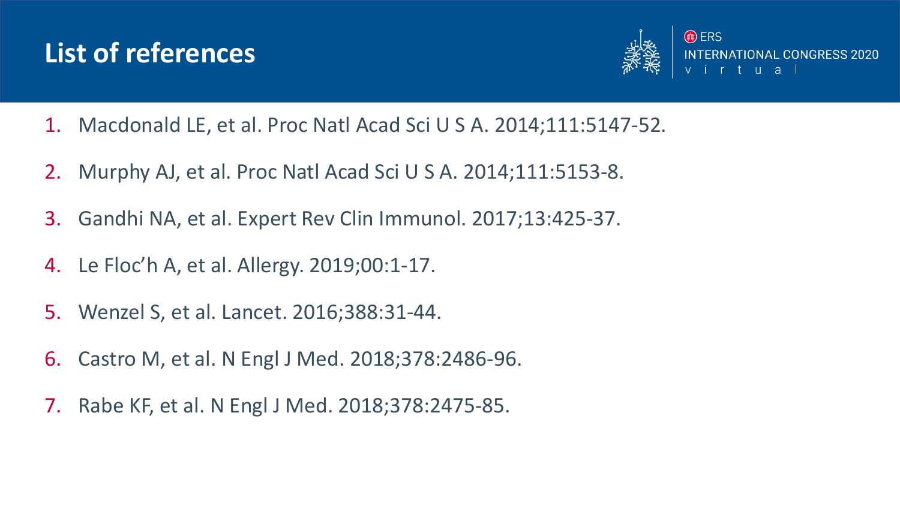# List of references

1. Macdonald LE, et al. Proc Natl Acad Sci U S A. 2014;111:5147-52.
2. Murphy AJ, et al. Proc Natl Acad Sci U S A. 2014;111:5153-8.
3. Gandhi NA, et al. Expert Rev Clin Immunol. 2017;13:425-37.
4. Le Floc'h A, et al. Allergy. 2019;00:1-17.
5. Wenzel S, et al. Lancet. 2016;388:31-44.
6. Castro M, et al. N Engl J Med. 2018;378:2486-96.
7. Rabe KF, et al. N Engl J Med. 2018;378:2475-85.